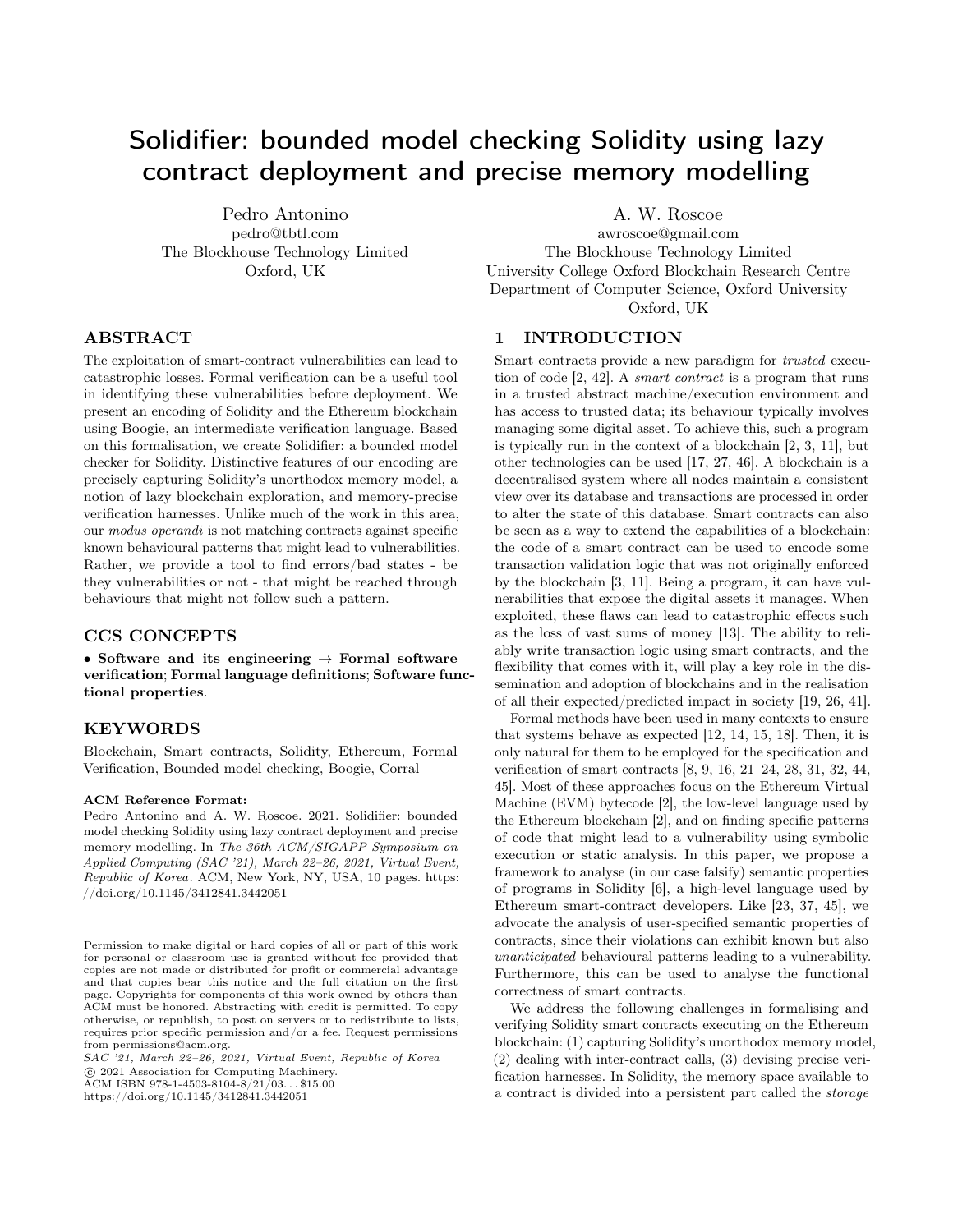# Solidifier: bounded model checking Solidity using lazy contract deployment and precise memory modelling

Pedro Antonino
pedro@tbtl.com
The Blockhouse Technology Limited
Oxford, UK

A. W. Roscoe
awroscoe@gmail.com
The Blockhouse Technology Limited
University College Oxford Blockchain Research Centre
Department of Computer Science, Oxford University
Oxford, UK

## ABSTRACT

The exploitation of smart-contract vulnerabilities can lead to catastrophic losses. Formal verification can be a useful tool in identifying these vulnerabilities before deployment. We present an encoding of Solidity and the Ethereum blockchain using Boogie, an intermediate verification language. Based on this formalisation, we create Solidifier: a bounded model checker for Solidity. Distinctive features of our encoding are precisely capturing Solidity's unorthodox memory model, a notion of lazy blockchain exploration, and memory-precise verification harnesses. Unlike much of the work in this area, our *modus operandi* is not matching contracts against specific known behavioural patterns that might lead to vulnerabilities. Rather, we provide a tool to find errors/bad states - be they vulnerabilities or not - that might be reached through behaviours that might not follow such a pattern.

## CCS CONCEPTS

• **Software and its engineering** → **Formal software verification**; **Formal language definitions**; **Software functional properties**.

## KEYWORDS

Blockchain, Smart contracts, Solidity, Ethereum, Formal Verification, Bounded model checking, Boogie, Corral

**ACM Reference Format:**
Pedro Antonino and A. W. Roscoe. 2021. Solidifier: bounded model checking Solidity using lazy contract deployment and precise memory modelling. In *The 36th ACM/SIGAPP Symposium on Applied Computing (SAC '21), March 22–26, 2021, Virtual Event, Republic of Korea*. ACM, New York, NY, USA, 10 pages. https://doi.org/10.1145/3412841.3442051

Permission to make digital or hard copies of all or part of this work for personal or classroom use is granted without fee provided that copies are not made or distributed for profit or commercial advantage and that copies bear this notice and the full citation on the first page. Copyrights for components of this work owned by others than ACM must be honored. Abstracting with credit is permitted. To copy otherwise, or republish, to post on servers or to redistribute to lists, requires prior specific permission and/or a fee. Request permissions from permissions@acm.org.
*SAC '21, March 22–26, 2021, Virtual Event, Republic of Korea*
© 2021 Association for Computing Machinery.
ACM ISBN 978-1-4503-8104-8/21/03...$15.00
https://doi.org/10.1145/3412841.3442051

## 1 INTRODUCTION

Smart contracts provide a new paradigm for *trusted* execution of code [2, 42]. A *smart contract* is a program that runs in a trusted abstract machine/execution environment and has access to trusted data; its behaviour typically involves managing some digital asset. To achieve this, such a program is typically run in the context of a blockchain [2, 3, 11], but other technologies can be used [17, 27, 46]. A blockchain is a decentralised system where all nodes maintain a consistent view over its database and transactions are processed in order to alter the state of this database. Smart contracts can also be seen as a way to extend the capabilities of a blockchain: the code of a smart contract can be used to encode some transaction validation logic that was not originally enforced by the blockchain [3, 11]. Being a program, it can have vulnerabilities that expose the digital assets it manages. When exploited, these flaws can lead to catastrophic effects such as the loss of vast sums of money [13]. The ability to reliably write transaction logic using smart contracts, and the flexibility that comes with it, will play a key role in the dissemination and adoption of blockchains and in the realisation of all their expected/predicted impact in society [19, 26, 41].

Formal methods have been used in many contexts to ensure that systems behave as expected [12, 14, 15, 18]. Then, it is only natural for them to be employed for the specification and verification of smart contracts [8, 9, 16, 21–24, 28, 31, 32, 44, 45]. Most of these approaches focus on the Ethereum Virtual Machine (EVM) bytecode [2], the low-level language used by the Ethereum blockchain [2], and on finding specific patterns of code that might lead to a vulnerability using symbolic execution or static analysis. In this paper, we propose a framework to analyse (in our case falsify) semantic properties of programs in Solidity [6], a high-level language used by Ethereum smart-contract developers. Like [23, 37, 45], we advocate the analysis of user-specified semantic properties of contracts, since their violations can exhibit known but also *unanticipated* behavioural patterns leading to a vulnerability. Furthermore, this can be used to analyse the functional correctness of smart contracts.

We address the following challenges in formalising and verifying Solidity smart contracts executing on the Ethereum blockchain: (1) capturing Solidity's unorthodox memory model, (2) dealing with inter-contract calls, (3) devising precise verification harnesses. In Solidity, the memory space available to a contract is divided into a persistent part called the *storage*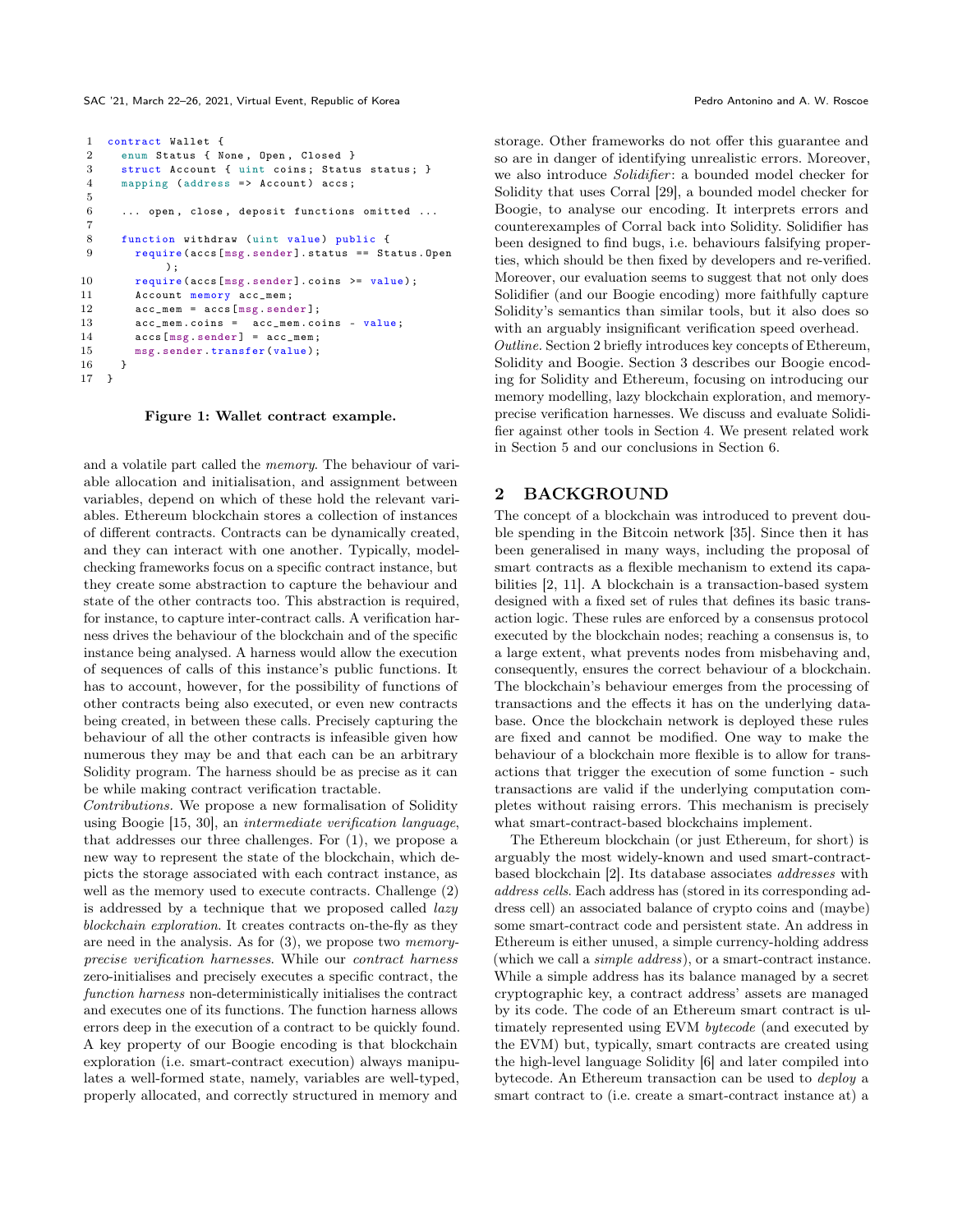```
contract Wallet {
  enum Status { None, Open, Closed }
  struct Account { uint coins; Status status; }
  mapping (address => Account) accs;

  ... open, close, deposit functions omitted ...

  function withdraw (uint value) public {
    require(accs[msg.sender].status == Status.Open
        );
    require(accs[msg.sender].coins >= value);
    Account memory acc_mem;
    acc_mem = accs[msg.sender];
    acc_mem.coins =  acc_mem.coins - value;
    accs[msg.sender] = acc_mem;
    msg.sender.transfer(value);
  }
}
```

**Figure 1: Wallet contract example.**

and a volatile part called the *memory*. The behaviour of variable allocation and initialisation, and assignment between variables, depend on which of these hold the relevant variables. Ethereum blockchain stores a collection of instances of different contracts. Contracts can be dynamically created, and they can interact with one another. Typically, model-checking frameworks focus on a specific contract instance, but they create some abstraction to capture the behaviour and state of the other contracts too. This abstraction is required, for instance, to capture inter-contract calls. A verification harness drives the behaviour of the blockchain and of the specific instance being analysed. A harness would allow the execution of sequences of calls of this instance's public functions. It has to account, however, for the possibility of functions of other contracts being also executed, or even new contracts being created, in between these calls. Precisely capturing the behaviour of all the other contracts is infeasible given how numerous they may be and that each can be an arbitrary Solidity program. The harness should be as precise as it can be while making contract verification tractable.

*Contributions.* We propose a new formalisation of Solidity using Boogie [15, 30], an *intermediate verification language*, that addresses our three challenges. For (1), we propose a new way to represent the state of the blockchain, which depicts the storage associated with each contract instance, as well as the memory used to execute contracts. Challenge (2) is addressed by a technique that we proposed called *lazy blockchain exploration*. It creates contracts on-the-fly as they are need in the analysis. As for (3), we propose two *memory-precise verification harnesses*. While our *contract harness* zero-initialises and precisely executes a specific contract, the *function harness* non-deterministically initialises the contract and executes one of its functions. The function harness allows errors deep in the execution of a contract to be quickly found. A key property of our Boogie encoding is that blockchain exploration (i.e. smart-contract execution) always manipulates a well-formed state, namely, variables are well-typed, properly allocated, and correctly structured in memory and storage. Other frameworks do not offer this guarantee and so are in danger of identifying unrealistic errors. Moreover, we also introduce *Solidifier*: a bounded model checker for Solidity that uses Corral [29], a bounded model checker for Boogie, to analyse our encoding. It interprets errors and counterexamples of Corral back into Solidity. Solidifier has been designed to find bugs, i.e. behaviours falsifying properties, which should be then fixed by developers and re-verified. Moreover, our evaluation seems to suggest that not only does Solidifier (and our Boogie encoding) more faithfully capture Solidity's semantics than similar tools, but it also does so with an arguably insignificant verification speed overhead.

*Outline.* Section 2 briefly introduces key concepts of Ethereum, Solidity and Boogie. Section 3 describes our Boogie encoding for Solidity and Ethereum, focusing on introducing our memory modelling, lazy blockchain exploration, and memory-precise verification harnesses. We discuss and evaluate Solidifier against other tools in Section 4. We present related work in Section 5 and our conclusions in Section 6.

## 2 BACKGROUND

The concept of a blockchain was introduced to prevent double spending in the Bitcoin network [35]. Since then it has been generalised in many ways, including the proposal of smart contracts as a flexible mechanism to extend its capabilities [2, 11]. A blockchain is a transaction-based system designed with a fixed set of rules that defines its basic transaction logic. These rules are enforced by a consensus protocol executed by the blockchain nodes; reaching a consensus is, to a large extent, what prevents nodes from misbehaving and, consequently, ensures the correct behaviour of a blockchain. The blockchain's behaviour emerges from the processing of transactions and the effects it has on the underlying database. Once the blockchain network is deployed these rules are fixed and cannot be modified. One way to make the behaviour of a blockchain more flexible is to allow for transactions that trigger the execution of some function - such transactions are valid if the underlying computation completes without raising errors. This mechanism is precisely what smart-contract-based blockchains implement.

The Ethereum blockchain (or just Ethereum, for short) is arguably the most widely-known and used smart-contract-based blockchain [2]. Its database associates *addresses* with *address cells*. Each address has (stored in its corresponding address cell) an associated balance of crypto coins and (maybe) some smart-contract code and persistent state. An address in Ethereum is either unused, a simple currency-holding address (which we call a *simple address*), or a smart-contract instance. While a simple address has its balance managed by a secret cryptographic key, a contract address' assets are managed by its code. The code of an Ethereum smart contract is ultimately represented using EVM *bytecode* (and executed by the EVM) but, typically, smart contracts are created using the high-level language Solidity [6] and later compiled into bytecode. An Ethereum transaction can be used to *deploy* a smart contract to (i.e. create a smart-contract instance at) a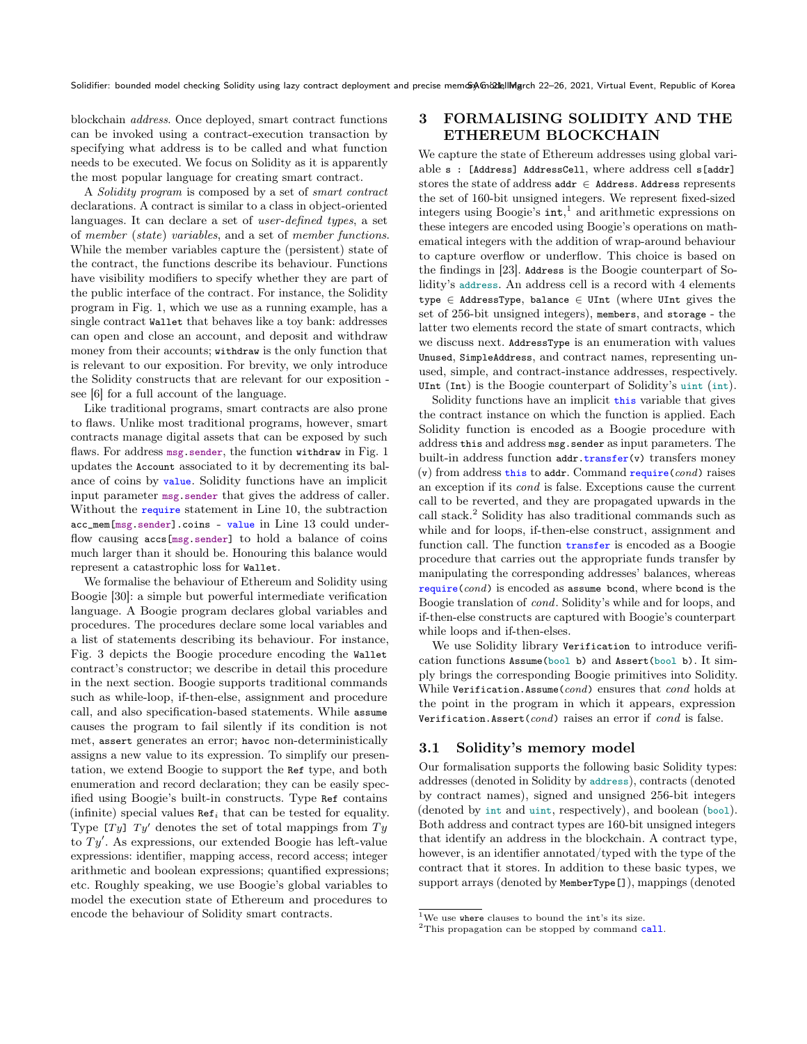blockchain *address*. Once deployed, smart contract functions can be invoked using a contract-execution transaction by specifying what address is to be called and what function needs to be executed. We focus on Solidity as it is apparently the most popular language for creating smart contract.

A *Solidity program* is composed by a set of *smart contract* declarations. A contract is similar to a class in object-oriented languages. It can declare a set of *user-defined types*, a set of *member* (*state*) *variables*, and a set of *member functions*. While the member variables capture the (persistent) state of the contract, the functions describe its behaviour. Functions have visibility modifiers to specify whether they are part of the public interface of the contract. For instance, the Solidity program in Fig. 1, which we use as a running example, has a single contract `Wallet` that behaves like a toy bank: addresses can open and close an account, and deposit and withdraw money from their accounts; `withdraw` is the only function that is relevant to our exposition. For brevity, we only introduce the Solidity constructs that are relevant for our exposition - see [6] for a full account of the language.

Like traditional programs, smart contracts are also prone to flaws. Unlike most traditional programs, however, smart contracts manage digital assets that can be exposed by such flaws. For address `msg.sender`, the function `withdraw` in Fig. 1 updates the `Account` associated to it by decrementing its balance of coins by `value`. Solidity functions have an implicit input parameter `msg.sender` that gives the address of caller. Without the `require` statement in Line 10, the subtraction `acc_mem[msg.sender].coins - value` in Line 13 could underflow causing `accs[msg.sender]` to hold a balance of coins much larger than it should be. Honouring this balance would represent a catastrophic loss for `Wallet`.

We formalise the behaviour of Ethereum and Solidity using Boogie [30]: a simple but powerful intermediate verification language. A Boogie program declares global variables and procedures. The procedures declare some local variables and a list of statements describing its behaviour. For instance, Fig. 3 depicts the Boogie procedure encoding the `Wallet` contract's constructor; we describe in detail this procedure in the next section. Boogie supports traditional commands such as while-loop, if-then-else, assignment and procedure call, and also specification-based statements. While `assume` causes the program to fail silently if its condition is not met, `assert` generates an error; `havoc` non-deterministically assigns a new value to its expression. To simplify our presentation, we extend Boogie to support the `Ref` type, and both enumeration and record declaration; they can be easily specified using Boogie's built-in constructs. Type `Ref` contains (infinite) special values $\mathtt{Ref}_i$ that can be tested for equality. Type `[`$Ty$`]` $Ty'$ denotes the set of total mappings from $Ty$ to $Ty'$. As expressions, our extended Boogie has left-value expressions: identifier, mapping access, record access; integer arithmetic and boolean expressions; quantified expressions; etc. Roughly speaking, we use Boogie's global variables to model the execution state of Ethereum and procedures to encode the behaviour of Solidity smart contracts.

## 3 FORMALISING SOLIDITY AND THE ETHEREUM BLOCKCHAIN

We capture the state of Ethereum addresses using global variable `s : [Address] AddressCell`, where address cell `s[addr]` stores the state of address `addr` ∈ `Address`. `Address` represents the set of 160-bit unsigned integers. We represent fixed-sized integers using Boogie's `int`,[1] and arithmetic expressions on these integers are encoded using Boogie's operations on mathematical integers with the addition of wrap-around behaviour to capture overflow or underflow. This choice is based on the findings in [23]. `Address` is the Boogie counterpart of Solidity's `address`. An address cell is a record with 4 elements `type` ∈ `AddressType`, `balance` ∈ `UInt` (where `UInt` gives the set of 256-bit unsigned integers), `members`, and `storage` - the latter two elements record the state of smart contracts, which we discuss next. `AddressType` is an enumeration with values `Unused`, `SimpleAddress`, and contract names, representing unused, simple, and contract-instance addresses, respectively. `UInt` (`Int`) is the Boogie counterpart of Solidity's `uint` (`int`).

Solidity functions have an implicit `this` variable that gives the contract instance on which the function is applied. Each Solidity function is encoded as a Boogie procedure with address `this` and address `msg.sender` as input parameters. The built-in address function `addr.transfer(v)` transfers money (`v`) from address `this` to `addr`. Command `require(`*cond*`)` raises an exception if its *cond* is false. Exceptions cause the current call to be reverted, and they are propagated upwards in the call stack.[2] Solidity has also traditional commands such as while and for loops, if-then-else construct, assignment and function call. The function `transfer` is encoded as a Boogie procedure that carries out the appropriate funds transfer by manipulating the corresponding addresses' balances, whereas `require(`*cond*`)` is encoded as `assume bcond`, where `bcond` is the Boogie translation of *cond*. Solidity's while and for loops, and if-then-else constructs are captured with Boogie's counterpart while loops and if-then-elses.

We use Solidity library `Verification` to introduce verification functions `Assume(bool b)` and `Assert(bool b)`. It simply brings the corresponding Boogie primitives into Solidity. While `Verification.Assume(`*cond*`)` ensures that *cond* holds at the point in the program in which it appears, expression `Verification.Assert(`*cond*`)` raises an error if *cond* is false.

### 3.1 Solidity's memory model

Our formalisation supports the following basic Solidity types: addresses (denoted in Solidity by `address`), contracts (denoted by contract names), signed and unsigned 256-bit integers (denoted by `int` and `uint`, respectively), and boolean (`bool`). Both address and contract types are 160-bit unsigned integers that identify an address in the blockchain. A contract type, however, is an identifier annotated/typed with the type of the contract that it stores. In addition to these basic types, we support arrays (denoted by `MemberType[]`), mappings (denoted

---

[1] We use `where` clauses to bound the `int`'s its size.

[2] This propagation can be stopped by command `call`.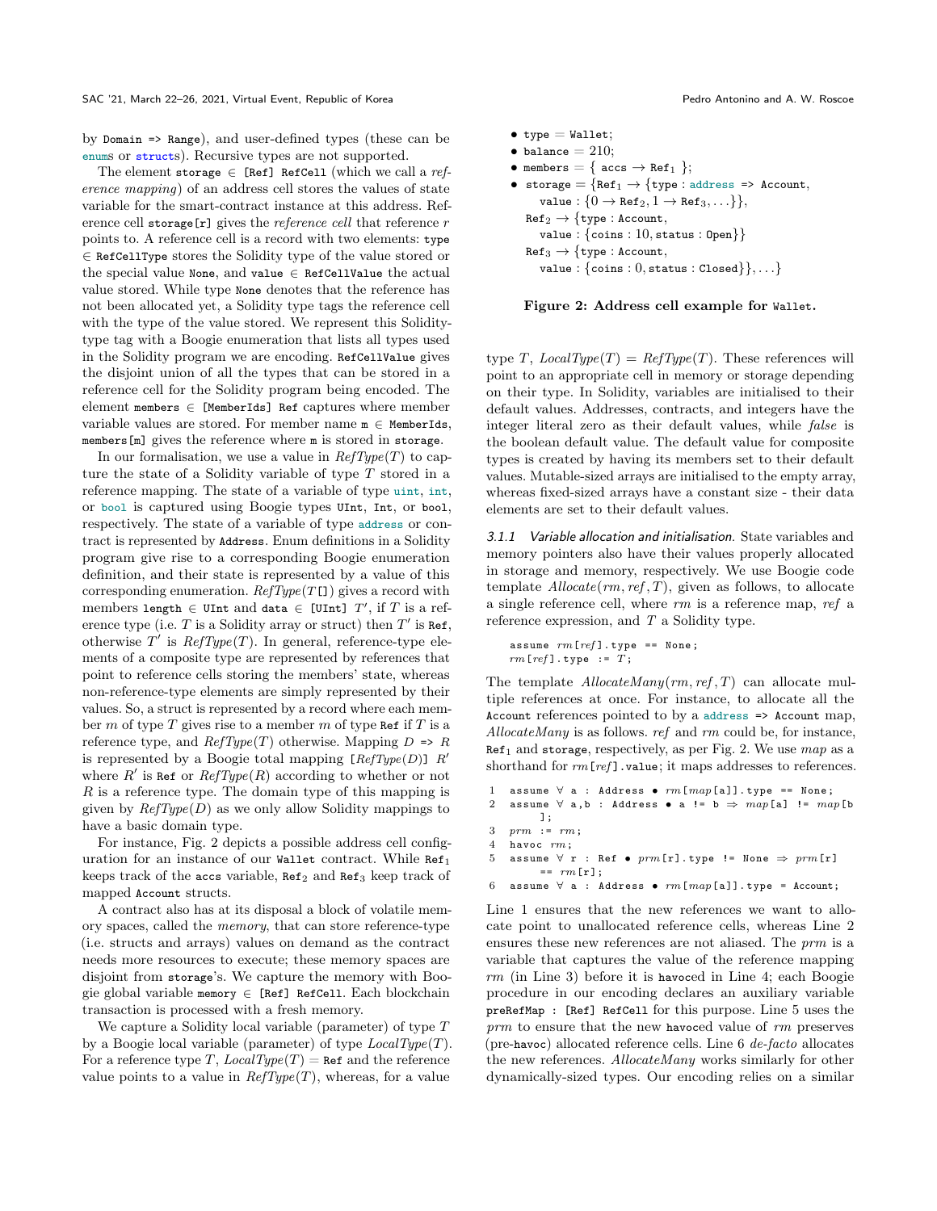by `Domain => Range`), and user-defined types (these can be `enum`s or `struct`s). Recursive types are not supported.

The element `storage` ∈ `[Ref] RefCell` (which we call a *reference mapping*) of an address cell stores the values of state variable for the smart-contract instance at this address. Reference cell `storage[r]` gives the *reference cell* that reference $r$ points to. A reference cell is a record with two elements: `type` ∈ `RefCellType` stores the Solidity type of the value stored or the special value `None`, and `value` ∈ `RefCellValue` the actual value stored. While type `None` denotes that the reference has not been allocated yet, a Solidity type tags the reference cell with the type of the value stored. We represent this Solidity-type tag with a Boogie enumeration that lists all types used in the Solidity program we are encoding. `RefCellValue` gives the disjoint union of all the types that can be stored in a reference cell for the Solidity program being encoded. The element `members` ∈ `[MemberIds] Ref` captures where member variable values are stored. For member name `m` ∈ `MemberIds`, `members[m]` gives the reference where `m` is stored in `storage`.

In our formalisation, we use a value in $RefType(T)$ to capture the state of a Solidity variable of type $T$ stored in a reference mapping. The state of a variable of type `uint`, `int`, or `bool` is captured using Boogie types `UInt`, `Int`, or `bool`, respectively. The state of a variable of type `address` or contract is represented by `Address`. Enum definitions in a Solidity program give rise to a corresponding Boogie enumeration definition, and their state is represented by a value of this corresponding enumeration. $RefType(T[])$ gives a record with members `length` ∈ `UInt` and `data` ∈ `[UInt]` $T'$, if $T$ is a reference type (i.e. $T$ is a Solidity array or struct) then $T'$ is `Ref`, otherwise $T'$ is $RefType(T)$. In general, reference-type elements of a composite type are represented by references that point to reference cells storing the members' state, whereas non-reference-type elements are simply represented by their values. So, a struct is represented by a record where each member $m$ of type $T$ gives rise to a member $m$ of type `Ref` if $T$ is a reference type, and $RefType(T)$ otherwise. Mapping $D$ `=>` $R$ is represented by a Boogie total mapping `[`$RefType(D)$`]` $R'$ where $R'$ is `Ref` or $RefType(R)$ according to whether or not $R$ is a reference type. The domain type of this mapping is given by $RefType(D)$ as we only allow Solidity mappings to have a basic domain type.

For instance, Fig. 2 depicts a possible address cell configuration for an instance of our `Wallet` contract. While $\texttt{Ref}_1$ keeps track of the `accs` variable, $\texttt{Ref}_2$ and $\texttt{Ref}_3$ keep track of mapped `Account` structs.

A contract also has at its disposal a block of volatile memory spaces, called the *memory*, that can store reference-type (i.e. structs and arrays) values on demand as the contract needs more resources to execute; these memory spaces are disjoint from `storage`'s. We capture the memory with Boogie global variable `memory` ∈ `[Ref] RefCell`. Each blockchain transaction is processed with a fresh memory.

We capture a Solidity local variable (parameter) of type $T$ by a Boogie local variable (parameter) of type $LocalType(T)$. For a reference type $T$, $LocalType(T) =$ `Ref` and the reference value points to a value in $RefType(T)$, whereas, for a value

- `type` = `Wallet`;
- `balance` = 210;
- `members` = { `accs` → $\texttt{Ref}_1$ };
- `storage` = {$\texttt{Ref}_1$ → {`type` : `address => Account`,
  `value` : {0 → $\texttt{Ref}_2$, 1 → $\texttt{Ref}_3$, ...}},
  $\texttt{Ref}_2$ → {`type` : `Account`,
  `value` : {`coins` : 10, `status` : `Open`}}
  $\texttt{Ref}_3$ → {`type` : `Account`,
  `value` : {`coins` : 0, `status` : `Closed`}}, ...}

**Figure 2: Address cell example for `Wallet`.**

type $T$, $LocalType(T) = RefType(T)$. These references will point to an appropriate cell in memory or storage depending on their type. In Solidity, variables are initialised to their default values. Addresses, contracts, and integers have the integer literal zero as their default values, while *false* is the boolean default value. The default value for composite types is created by having its members set to their default values. Mutable-sized arrays are initialised to the empty array, whereas fixed-sized arrays have a constant size - their data elements are set to their default values.

### 3.1.1 Variable allocation and initialisation.

State variables and memory pointers also have their values properly allocated in storage and memory, respectively. We use Boogie code template $Allocate(rm, ref, T)$, given as follows, to allocate a single reference cell, where $rm$ is a reference map, $ref$ a reference expression, and $T$ a Solidity type.

```
assume rm[ref].type == None;
rm[ref].type := T;
```

The template $AllocateMany(rm, ref, T)$ can allocate multiple references at once. For instance, to allocate all the `Account` references pointed to by a `address => Account` map, $AllocateMany$ is as follows. $ref$ and $rm$ could be, for instance, $\texttt{Ref}_1$ and `storage`, respectively, as per Fig. 2. We use $map$ as a shorthand for $rm$`[`$ref$`].value`; it maps addresses to references.

```
1  assume ∀ a : Address • rm[map[a]].type == None;
2  assume ∀ a,b : Address • a != b ⇒ map[a] != map[b]
       ];
3  prm := rm;
4  havoc rm;
5  assume ∀ r : Ref • prm[r].type != None ⇒ prm[r]
       == rm[r];
6  assume ∀ a : Address • rm[map[a]].type = Account;
```

Line 1 ensures that the new references we want to allocate point to unallocated reference cells, whereas Line 2 ensures these new references are not aliased. The $prm$ is a variable that captures the value of the reference mapping $rm$ (in Line 3) before it is `havoc`ed in Line 4; each Boogie procedure in our encoding declares an auxiliary variable `preRefMap : [Ref] RefCell` for this purpose. Line 5 uses the $prm$ to ensure that the new `havoc`ed value of $rm$ preserves (pre-`havoc`) allocated reference cells. Line 6 *de-facto* allocates the new references. $AllocateMany$ works similarly for other dynamically-sized types. Our encoding relies on a similar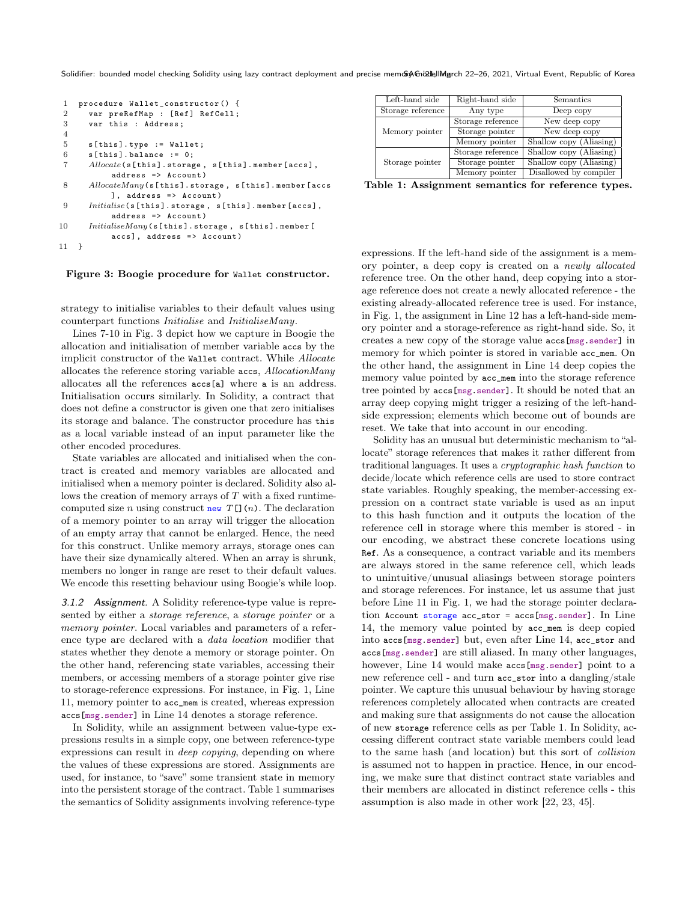```
1  procedure Wallet_constructor() {
2    var preRefMap : [Ref] RefCell;
3    var this : Address;
4
5    s[this].type := Wallet;
6    s[this].balance := 0;
7    Allocate(s[this].storage, s[this].member[accs],
         address => Account)
8    AllocateMany(s[this].storage, s[this].member[accs
         ], address => Account)
9    Initialise(s[this].storage, s[this].member[accs],
         address => Account)
10   InitialiseMany(s[this].storage, s[this].member[
         accs], address => Account)
11 }
```

**Figure 3: Boogie procedure for `Wallet` constructor.**

strategy to initialise variables to their default values using counterpart functions *Initialise* and *InitialiseMany*.

Lines 7-10 in Fig. 3 depict how we capture in Boogie the allocation and initialisation of member variable `accs` by the implicit constructor of the `Wallet` contract. While *Allocate* allocates the reference storing variable `accs`, *AllocationMany* allocates all the references `accs[a]` where `a` is an address. Initialisation occurs similarly. In Solidity, a contract that does not define a constructor is given one that zero initialises its storage and balance. The constructor procedure has `this` as a local variable instead of an input parameter like the other encoded procedures.

State variables are allocated and initialised when the contract is created and memory variables are allocated and initialised when a memory pointer is declared. Solidity also allows the creation of memory arrays of $T$ with a fixed runtime-computed size $n$ using construct `new` $T$`[]`$(n)$. The declaration of a memory pointer to an array will trigger the allocation of an empty array that cannot be enlarged. Hence, the need for this construct. Unlike memory arrays, storage ones can have their size dynamically altered. When an array is shrunk, members no longer in range are reset to their default values. We encode this resetting behaviour using Boogie's while loop.

### 3.1.2 *Assignment.*

A Solidity reference-type value is represented by either a *storage reference*, a *storage pointer* or a *memory pointer*. Local variables and parameters of a reference type are declared with a *data location* modifier that states whether they denote a memory or storage pointer. On the other hand, referencing state variables, accessing their members, or accessing members of a storage pointer give rise to storage-reference expressions. For instance, in Fig. 1, Line 11, memory pointer to `acc_mem` is created, whereas expression `accs[msg.sender]` in Line 14 denotes a storage reference.

In Solidity, while an assignment between value-type expressions results in a simple copy, one between reference-type expressions can result in *deep copying*, depending on where the values of these expressions are stored. Assignments are used, for instance, to "save" some transient state in memory into the persistent storage of the contract. Table 1 summarises the semantics of Solidity assignments involving reference-type

| Left-hand side | Right-hand side | Semantics |
|---|---|---|
| Storage reference | Any type | Deep copy |
| Memory pointer | Storage reference | New deep copy |
| | Storage pointer | New deep copy |
| | Memory pointer | Shallow copy (Aliasing) |
| Storage pointer | Storage reference | Shallow copy (Aliasing) |
| | Storage pointer | Shallow copy (Aliasing) |
| | Memory pointer | Disallowed by compiler |

**Table 1: Assignment semantics for reference types.**

expressions. If the left-hand side of the assignment is a memory pointer, a deep copy is created on a *newly allocated* reference tree. On the other hand, deep copying into a storage reference does not create a newly allocated reference - the existing already-allocated reference tree is used. For instance, in Fig. 1, the assignment in Line 12 has a left-hand-side memory pointer and a storage-reference as right-hand side. So, it creates a new copy of the storage value `accs[msg.sender]` in memory for which pointer is stored in variable `acc_mem`. On the other hand, the assignment in Line 14 deep copies the memory value pointed by `acc_mem` into the storage reference tree pointed by `accs[msg.sender]`. It should be noted that an array deep copying might trigger a resizing of the left-hand-side expression; elements which become out of bounds are reset. We take that into account in our encoding.

Solidity has an unusual but deterministic mechanism to "allocate" storage references that makes it rather different from traditional languages. It uses a *cryptographic hash function* to decide/locate which reference cells are used to store contract state variables. Roughly speaking, the member-accessing expression on a contract state variable is used as an input to this hash function and it outputs the location of the reference cell in storage where this member is stored - in our encoding, we abstract these concrete locations using `Ref`. As a consequence, a contract variable and its members are always stored in the same reference cell, which leads to unintuitive/unusual aliasings between storage pointers and storage references. For instance, let us assume that just before Line 11 in Fig. 1, we had the storage pointer declaration `Account storage acc_stor = accs[msg.sender]`. In Line 14, the memory value pointed by `acc_mem` is deep copied into `accs[msg.sender]` but, even after Line 14, `acc_stor` and `accs[msg.sender]` are still aliased. In many other languages, however, Line 14 would make `accs[msg.sender]` point to a new reference cell - and turn `acc_stor` into a dangling/stale pointer. We capture this unusual behaviour by having storage references completely allocated when contracts are created and making sure that assignments do not cause the allocation of new `storage` reference cells as per Table 1. In Solidity, accessing different contract state variable members could lead to the same hash (and location) but this sort of *collision* is assumed not to happen in practice. Hence, in our encoding, we make sure that distinct contract state variables and their members are allocated in distinct reference cells - this assumption is also made in other work [22, 23, 45].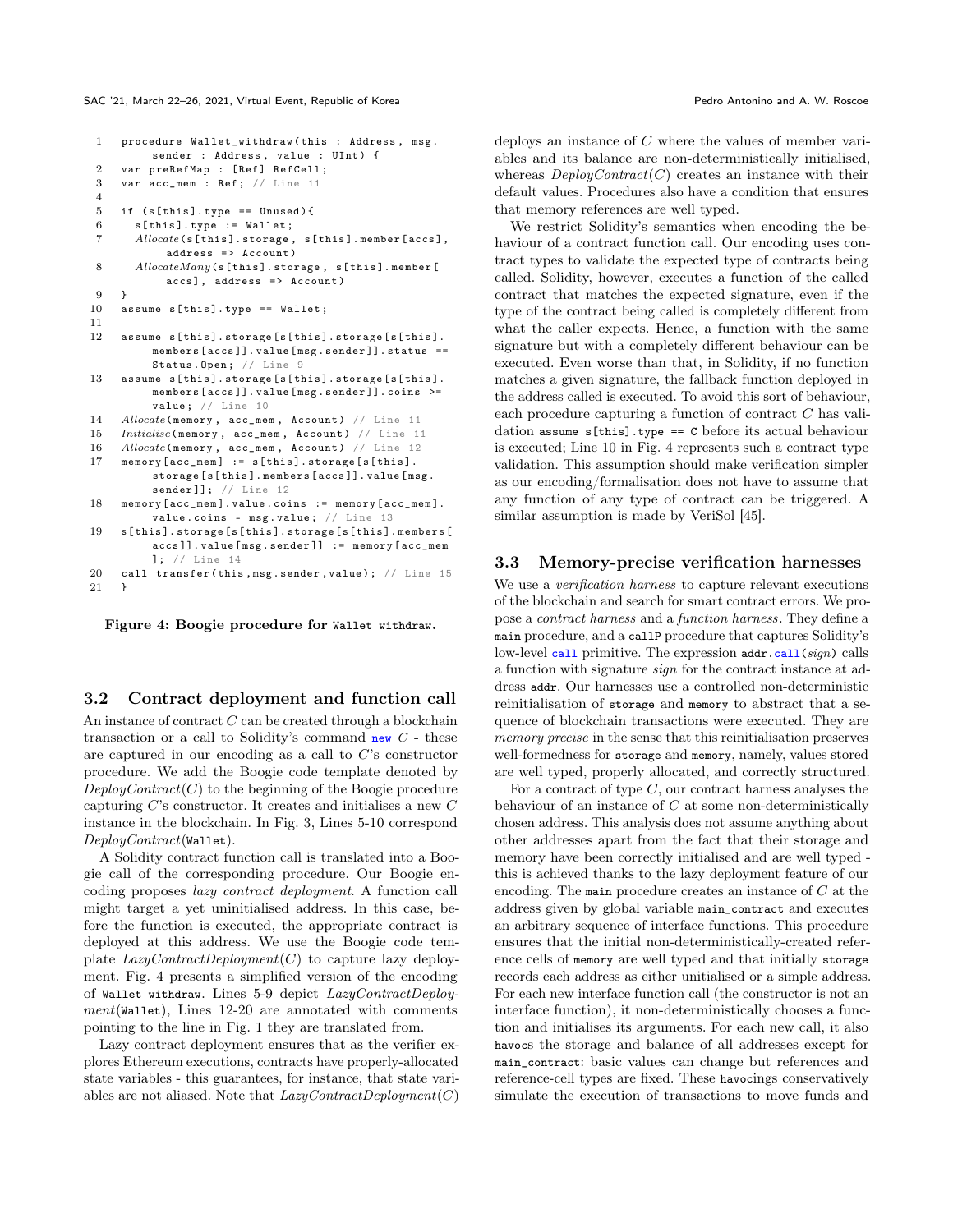```
1   procedure Wallet_withdraw(this : Address, msg.
        sender : Address, value : UInt) {
2   var preRefMap : [Ref] RefCell;
3   var acc_mem : Ref; // Line 11
4
5   if (s[this].type == Unused){
6     s[this].type := Wallet;
7     Allocate(s[this].storage, s[this].member[accs],
          address => Account)
8     AllocateMany(s[this].storage, s[this].member[
          accs], address => Account)
9   }
10  assume s[this].type == Wallet;
11
12  assume s[this].storage[s[this].storage[s[this].
        members[accs]].value[msg.sender]].status ==
        Status.Open; // Line 9
13  assume s[this].storage[s[this].storage[s[this].
        members[accs]].value[msg.sender]].coins >=
        value; // Line 10
14  Allocate(memory, acc_mem, Account) // Line 11
15  Initialise(memory, acc_mem, Account) // Line 11
16  Allocate(memory, acc_mem, Account) // Line 12
17  memory[acc_mem] := s[this].storage[s[this].
        storage[s[this].members[accs]].value[msg.
        sender]]; // Line 12
18  memory[acc_mem].value.coins := memory[acc_mem].
        value.coins - msg.value; // Line 13
19  s[this].storage[s[this].storage[s[this].members[
        accs]].value[msg.sender]] := memory[acc_mem
        ]; // Line 14
20  call transfer(this,msg.sender,value); // Line 15
21  }
```

**Figure 4: Boogie procedure for `Wallet withdraw`.**

### 3.2 Contract deployment and function call

An instance of $C$ can be created through a blockchain transaction or a call to Solidity's command `new` $C$ - these are captured in our encoding as a call to $C$'s constructor procedure. We add the Boogie code template denoted by *DeployContract*($C$) to the beginning of the Boogie procedure capturing $C$'s constructor. It creates and initialises a new $C$ instance in the blockchain. In Fig. 3, Lines 5-10 correspond *DeployContract*(`Wallet`).

A Solidity contract function call is translated into a Boogie call of the corresponding procedure. Our Boogie encoding proposes *lazy contract deployment*. A function call might target a yet uninitialised address. In this case, before the function is executed, the appropriate contract is deployed at this address. We use the Boogie code template *LazyContractDeployment*($C$) to capture lazy deployment. Fig. 4 presents a simplified version of the encoding of `Wallet withdraw`. Lines 5-9 depict *LazyContractDeployment*(`Wallet`), Lines 12-20 are annotated with comments pointing to the line in Fig. 1 they are translated from.

Lazy contract deployment ensures that as the verifier explores Ethereum executions, contracts have properly-allocated state variables - this guarantees, for instance, that state variables are not aliased. Note that *LazyContractDeployment*($C$) deploys an instance of $C$ where the values of member variables and its balance are non-deterministically initialised, whereas *DeployContract*($C$) creates an instance with their default values. Procedures also have a condition that ensures that memory references are well typed.

We restrict Solidity's semantics when encoding the behaviour of a contract function call. Our encoding uses contract types to validate the expected type of contracts being called. Solidity, however, executes a function of the called contract that matches the expected signature, even if the type of the contract being called is completely different from what the caller expects. Hence, a function with the same signature but with a completely different behaviour can be executed. Even worse than that, in Solidity, if no function matches a given signature, the fallback function deployed in the address called is executed. To avoid this sort of behaviour, each procedure capturing a function of contract $C$ has validation `assume s[this].type == C` before its actual behaviour is executed; Line 10 in Fig. 4 represents such a contract type validation. This assumption should make verification simpler as our encoding/formalisation does not have to assume that any function of any type of contract can be triggered. A similar assumption is made by VeriSol [45].

### 3.3 Memory-precise verification harnesses

We use a *verification harness* to capture relevant executions of the blockchain and search for smart contract errors. We propose a *contract harness* and a *function harness*. They define a `main` procedure, and a `callP` procedure that captures Solidity's low-level `call` primitive. The expression `addr.call(sign)` calls a function with signature *sign* for the contract instance at address `addr`. Our harnesses use a controlled non-deterministic reinitialisation of `storage` and `memory` to abstract that a sequence of blockchain transactions were executed. They are *memory precise* in the sense that this reinitialisation preserves well-formedness for `storage` and `memory`, namely, values stored are well typed, properly allocated, and correctly structured.

For a contract of type $C$, our contract harness analyses the behaviour of an instance of $C$ at some non-deterministically chosen address. This analysis does not assume anything about other addresses apart from the fact that their storage and memory have been correctly initialised and are well typed - this is achieved thanks to the lazy deployment feature of our encoding. The `main` procedure creates an instance of $C$ at the address given by global variable `main_contract` and executes an arbitrary sequence of interface functions. This procedure ensures that the initial non-deterministically-created reference cells of `memory` are well typed and that initially `storage` records each address as either unitialised or a simple address. For each new interface function call (the constructor is not an interface function), it non-deterministically chooses a function and initialises its arguments. For each new call, it also `havoc`s the storage and balance of all addresses except for `main_contract`: basic values can change but references and reference-cell types are fixed. These `havoc`ings conservatively simulate the execution of transactions to move funds and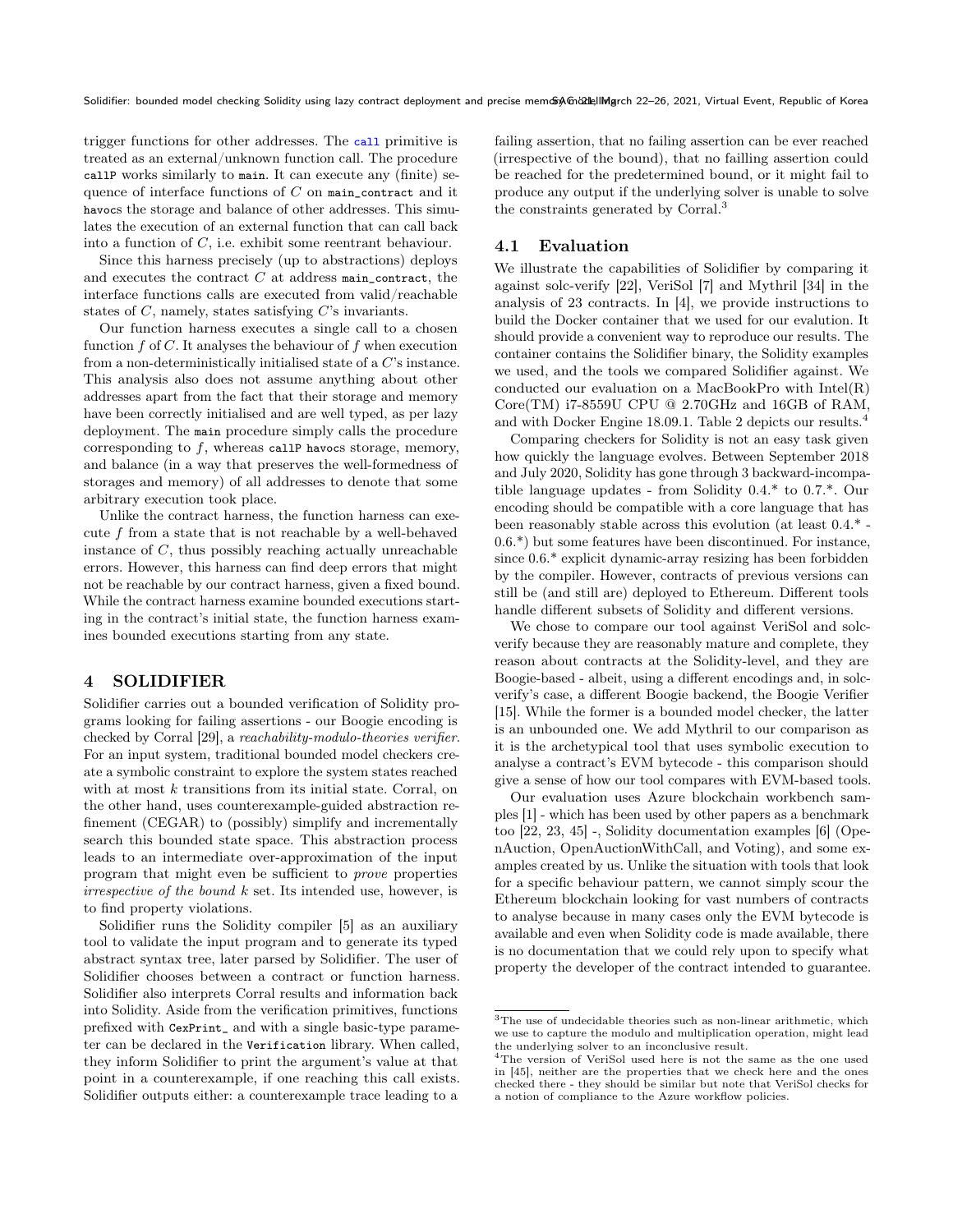trigger functions for other addresses. The `call` primitive is treated as an external/unknown function call. The procedure `callP` works similarly to `main`. It can execute any (finite) sequence of interface functions of $C$ on `main_contract` and it `havocs` the storage and balance of other addresses. This simulates the execution of an external function that can call back into a function of $C$, i.e. exhibit some reentrant behaviour.

Since this harness precisely (up to abstractions) deploys and executes the contract $C$ at address `main_contract`, the interface functions calls are executed from valid/reachable states of $C$, namely, states satisfying $C$'s invariants.

Our function harness executes a single call to a chosen function $f$ of $C$. It analyses the behaviour of $f$ when execution from a non-deterministically initialised state of a $C$'s instance. This analysis also does not assume anything about other addresses apart from the fact that their storage and memory have been correctly initialised and are well typed, as per lazy deployment. The `main` procedure simply calls the procedure corresponding to $f$, whereas `callP havocs` storage, memory, and balance (in a way that preserves the well-formedness of storages and memory) of all addresses to denote that some arbitrary execution took place.

Unlike the contract harness, the function harness can execute $f$ from a state that is not reachable by a well-behaved instance of $C$, thus possibly reaching actually unreachable errors. However, this harness can find deep errors that might not be reachable by our contract harness, given a fixed bound. While the contract harness examine bounded executions starting in the contract's initial state, the function harness examines bounded executions starting from any state.

## 4 SOLIDIFIER

Solidifier carries out a bounded verification of Solidity programs looking for failing assertions - our Boogie encoding is checked by Corral [29], a *reachability-modulo-theories verifier*. For an input system, traditional bounded model checkers create a symbolic constraint to explore the system states reached with at most $k$ transitions from its initial state. Corral, on the other hand, uses counterexample-guided abstraction refinement (CEGAR) to (possibly) simplify and incrementally search this bounded state space. This abstraction process leads to an intermediate over-approximation of the input program that might even be sufficient to *prove* properties *irrespective of the bound* $k$ set. Its intended use, however, is to find property violations.

Solidifier runs the Solidity compiler [5] as an auxiliary tool to validate the input program and to generate its typed abstract syntax tree, later parsed by Solidifier. The user of Solidifier chooses between a contract or function harness. Solidifier also interprets Corral results and information back into Solidity. Aside from the verification primitives, functions prefixed with `CexPrint_` and with a single basic-type parameter can be declared in the `Verification` library. When called, they inform Solidifier to print the argument's value at that point in a counterexample, if one reaching this call exists. Solidifier outputs either: a counterexample trace leading to a failing assertion, that no failing assertion can be ever reached (irrespective of the bound), that no failling assertion could be reached for the predetermined bound, or it might fail to produce any output if the underlying solver is unable to solve the constraints generated by Corral.[3]

### 4.1 Evaluation

We illustrate the capabilities of Solidifier by comparing it against solc-verify [22], VeriSol [7] and Mythril [34] in the analysis of 23 contracts. In [4], we provide instructions to build the Docker container that we used for our evalution. It should provide a convenient way to reproduce our results. The container contains the Solidifier binary, the Solidity examples we used, and the tools we compared Solidifier against. We conducted our evaluation on a MacBookPro with Intel(R) Core(TM) i7-8559U CPU @ 2.70GHz and 16GB of RAM, and with Docker Engine 18.09.1. Table 2 depicts our results.[4]

Comparing checkers for Solidity is not an easy task given how quickly the language evolves. Between September 2018 and July 2020, Solidity has gone through 3 backward-incompatible language updates - from Solidity 0.4.* to 0.7.*. Our encoding should be compatible with a core language that has been reasonably stable across this evolution (at least 0.4.* - 0.6.*) but some features have been discontinued. For instance, since 0.6.* explicit dynamic-array resizing has been forbidden by the compiler. However, contracts of previous versions can still be (and still are) deployed to Ethereum. Different tools handle different subsets of Solidity and different versions.

We chose to compare our tool against VeriSol and solc-verify because they are reasonably mature and complete, they reason about contracts at the Solidity-level, and they are Boogie-based - albeit, using a different encodings and, in solc-verify's case, a different Boogie backend, the Boogie Verifier [15]. While the former is a bounded model checker, the latter is an unbounded one. We add Mythril to our comparison as it is the archetypical tool that uses symbolic execution to analyse a contract's EVM bytecode - this comparison should give a sense of how our tool compares with EVM-based tools.

Our evaluation uses Azure blockchain workbench samples [1] - which has been used by other papers as a benchmark too [22, 23, 45] -, Solidity documentation examples [6] (OpenAuction, OpenAuctionWithCall, and Voting), and some examples created by us. Unlike the situation with tools that look for a specific behaviour pattern, we cannot simply scour the Ethereum blockchain looking for vast numbers of contracts to analyse because in many cases only the EVM bytecode is available and even when Solidity code is made available, there is no documentation that we could rely upon to specify what property the developer of the contract intended to guarantee.

---

[3] The use of undecidable theories such as non-linear arithmetic, which we use to capture the modulo and multiplication operation, might lead the underlying solver to an inconclusive result.

[4] The version of VeriSol used here is not the same as the one used in [45], neither are the properties that we check here and the ones checked there - they should be similar but note that VeriSol checks for a notion of compliance to the Azure workflow policies.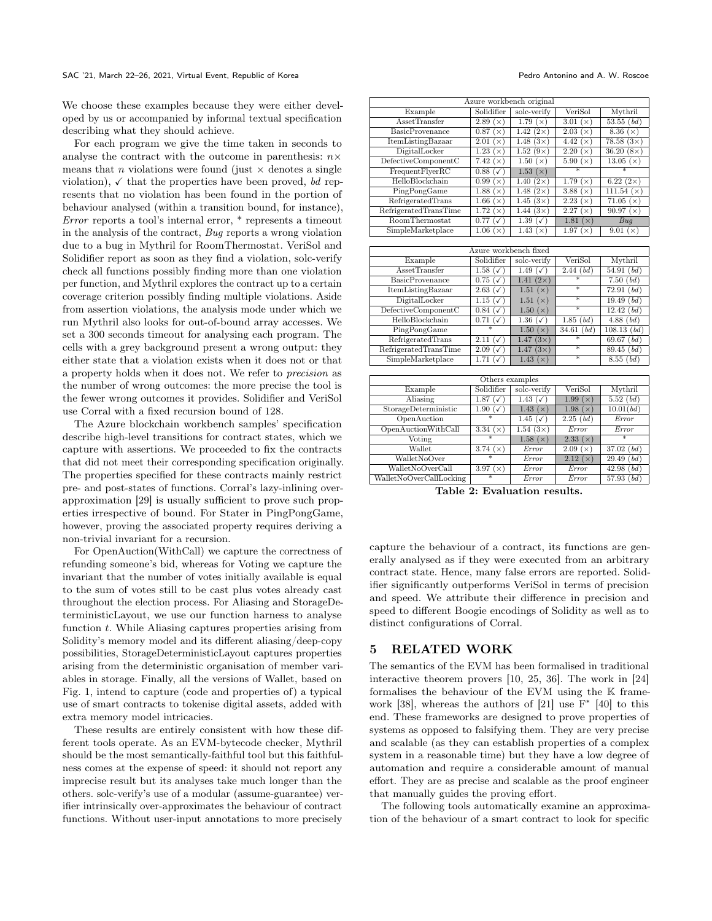We choose these examples because they were either developed by us or accompanied by informal textual specification describing what they should achieve.

For each program we give the time taken in seconds to analyse the contract with the outcome in parenthesis: $n\times$ means that $n$ violations were found (just $\times$ denotes a single violation), ✓ that the properties have been proved, *bd* represents that no violation has been found in the portion of behaviour analysed (within a transition bound, for instance), *Error* reports a tool's internal error, * represents a timeout in the analysis of the contract, *Bug* reports a wrong violation due to a bug in Mythril for RoomThermostat. VeriSol and Solidifier report as soon as they find a violation, solc-verify check all functions possibly finding more than one violation per function, and Mythril explores the contract up to a certain coverage criterion possibly finding multiple violations. Aside from assertion violations, the analysis mode under which we run Mythril also looks for out-of-bound array accesses. We set a 300 seconds timeout for analysing each program. The cells with a grey background present a wrong output: they either state that a violation exists when it does not or that a property holds when it does not. We refer to *precision* as the number of wrong outcomes: the more precise the tool is the fewer wrong outcomes it provides. Solidifier and VeriSol use Corral with a fixed recursion bound of 128.

The Azure blockchain workbench samples' specification describe high-level transitions for contract states, which we capture with assertions. We proceeded to fix the contracts that did not meet their corresponding specification originally. The properties specified for these contracts mainly restrict pre- and post-states of functions. Corral's lazy-inlining over-approximation [29] is usually sufficient to prove such properties irrespective of bound. For Stater in PingPongGame, however, proving the associated property requires deriving a non-trivial invariant for a recursion.

For OpenAuction(WithCall) we capture the correctness of refunding someone's bid, whereas for Voting we capture the invariant that the number of votes initially available is equal to the sum of votes still to be cast plus votes already cast throughout the election process. For Aliasing and StorageDeterministicLayout, we use our function harness to analyse function *t*. While Aliasing captures properties arising from Solidity's memory model and its different aliasing/deep-copy possibilities, StorageDeterministicLayout captures properties arising from the deterministic organisation of member variables in storage. Finally, all the versions of Wallet, based on Fig. 1, intend to capture (code and properties of) a typical use of smart contracts to tokenise digital assets, added with extra memory model intricacies.

These results are entirely consistent with how these different tools operate. As an EVM-bytecode checker, Mythril should be the most semantically-faithful tool but this faithfulness comes at the expense of speed: it should not report any imprecise result but its analyses take much longer than the others. solc-verify's use of a modular (assume-guarantee) verifier intrinsically over-approximates the behaviour of contract functions. Without user-input annotations to more precisely capture the behaviour of a contract, its functions are generally analysed as if they were executed from an arbitrary contract state. Hence, many false errors are reported. Solidifier significantly outperforms VeriSol in terms of precision and speed. We attribute their difference in precision and speed to different Boogie encodings of Solidity as well as to distinct configurations of Corral.

| Azure workbench original | | | | |
|---|---|---|---|---|
| Example | Solidifier | solc-verify | VeriSol | Mythril |
| AssetTransfer | 2.89 (×) | 1.79 (×) | 3.01 (×) | 53.55 (*bd*) |
| BasicProvenance | 0.87 (×) | 1.42 (2×) | 2.03 (×) | 8.36 (×) |
| ItemListingBazaar | 2.01 (×) | 1.48 (3×) | 4.42 (×) | 78.58 (3×) |
| DigitalLocker | 1.23 (×) | 1.52 (9×) | 2.20 (×) | 36.20 (8×) |
| DefectiveComponentC | 7.42 (×) | 1.50 (×) | 5.90 (×) | 13.05 (×) |
| FrequentFlyerRC | 0.88 (✓) | 1.53 (×) | * | * |
| HelloBlockchain | 0.99 (×) | 1.40 (2×) | 1.79 (×) | 6.22 (2×) |
| PingPongGame | 1.88 (×) | 1.48 (2×) | 3.88 (×) | 111.54 (×) |
| RefrigeratedTrans | 1.66 (×) | 1.45 (3×) | 2.23 (×) | 71.05 (×) |
| RefrigeratedTransTime | 1.72 (×) | 1.44 (3×) | 2.27 (×) | 90.97 (×) |
| RoomThermostat | 0.77 (✓) | 1.39 (✓) | 1.81 (×) | *Bug* |
| SimpleMarketplace | 1.06 (×) | 1.43 (×) | 1.97 (×) | 9.01 (×) |

| Azure workbench fixed | | | | |
|---|---|---|---|---|
| Example | Solidifier | solc-verify | VeriSol | Mythril |
| AssetTransfer | 1.58 (✓) | 1.49 (✓) | 2.44 (*bd*) | 54.91 (*bd*) |
| BasicProvenance | 0.75 (✓) | 1.41 (2×) | * | 7.50 (*bd*) |
| ItemListingBazaar | 2.63 (✓) | 1.51 (×) | * | 72.91 (*bd*) |
| DigitalLocker | 1.15 (✓) | 1.51 (×) | * | 19.49 (*bd*) |
| DefectiveComponentC | 0.84 (✓) | 1.50 (×) | * | 12.42 (*bd*) |
| HelloBlockchain | 0.71 (✓) | 1.36 (✓) | 1.85 (*bd*) | 4.88 (*bd*) |
| PingPongGame | * | 1.50 (×) | 34.61 (*bd*) | 108.13 (*bd*) |
| RefrigeratedTrans | 2.11 (✓) | 1.47 (3×) | * | 69.67 (*bd*) |
| RefrigeratedTransTime | 2.09 (✓) | 1.47 (3×) | * | 89.45 (*bd*) |
| SimpleMarketplace | 1.71 (✓) | 1.43 (×) | * | 8.55 (*bd*) |

| Others examples | | | | |
|---|---|---|---|---|
| Example | Solidifier | solc-verify | VeriSol | Mythril |
| Aliasing | 1.87 (✓) | 1.43 (✓) | 1.99 (×) | 5.52 (*bd*) |
| StorageDeterministic | 1.90 (✓) | 1.43 (×) | 1.98 (×) | 10.01(*bd*) |
| OpenAuction | * | 1.45 (✓) | 2.25 (*bd*) | *Error* |
| OpenAuctionWithCall | 3.34 (×) | 1.54 (3×) | *Error* | *Error* |
| Voting | * | 1.58 (×) | 2.33 (×) | * |
| Wallet | 3.74 (×) | *Error* | 2.09 (×) | 37.02 (*bd*) |
| WalletNoOver | * | *Error* | 2.12 (×) | 29.49 (*bd*) |
| WalletNoOverCall | 3.97 (×) | *Error* | *Error* | 42.98 (*bd*) |
| WalletNoOverCallLocking | * | *Error* | *Error* | 57.93 (*bd*) |

**Table 2: Evaluation results.**

## 5 RELATED WORK

The semantics of the EVM has been formalised in traditional interactive theorem provers [10, 25, 36]. The work in [24] formalises the behaviour of the EVM using the $\mathbb{K}$ framework [38], whereas the authors of [21] use $F^*$ [40] to this end. These frameworks are designed to prove properties of systems as opposed to falsifying them. They are very precise and scalable (as they can establish properties of a complex system in a reasonable time) but they have a low degree of automation and require a considerable amount of manual effort. They are as precise and scalable as the proof engineer that manually guides the proving effort.

The following tools automatically examine an approximation of the behaviour of a smart contract to look for specific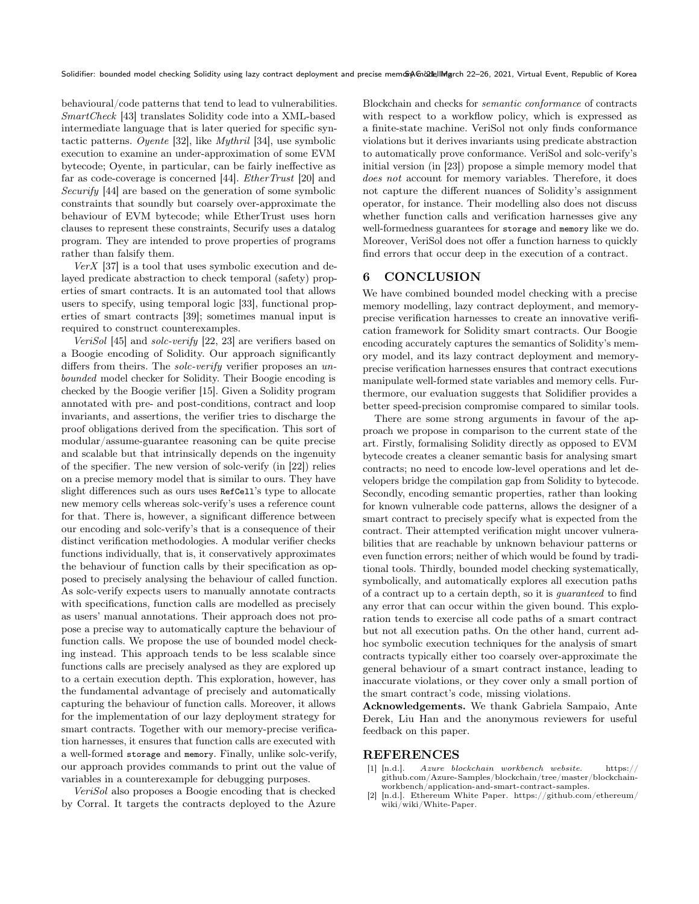behavioural/code patterns that tend to lead to vulnerabilities. *SmartCheck* [43] translates Solidity code into a XML-based intermediate language that is later queried for specific syntactic patterns. *Oyente* [32], like *Mythril* [34], use symbolic execution to examine an under-approximation of some EVM bytecode; Oyente, in particular, can be fairly ineffective as far as code-coverage is concerned [44]. *EtherTrust* [20] and *Securify* [44] are based on the generation of some symbolic constraints that soundly but coarsely over-approximate the behaviour of EVM bytecode; while EtherTrust uses horn clauses to represent these constraints, Securify uses a datalog program. They are intended to prove properties of programs rather than falsify them.

*VerX* [37] is a tool that uses symbolic execution and delayed predicate abstraction to check temporal (safety) properties of smart contracts. It is an automated tool that allows users to specify, using temporal logic [33], functional properties of smart contracts [39]; sometimes manual input is required to construct counterexamples.

*VeriSol* [45] and *solc-verify* [22, 23] are verifiers based on a Boogie encoding of Solidity. Our approach significantly differs from theirs. The *solc-verify* verifier proposes an *unbounded* model checker for Solidity. Their Boogie encoding is checked by the Boogie verifier [15]. Given a Solidity program annotated with pre- and post-conditions, contract and loop invariants, and assertions, the verifier tries to discharge the proof obligations derived from the specification. This sort of modular/assume-guarantee reasoning can be quite precise and scalable but that intrinsically depends on the ingenuity of the specifier. The new version of solc-verify (in [22]) relies on a precise memory model that is similar to ours. They have slight differences such as ours uses `RefCell`'s type to allocate new memory cells whereas solc-verify's uses a reference count for that. There is, however, a significant difference between our encoding and solc-verify's that is a consequence of their distinct verification methodologies. A modular verifier checks functions individually, that is, it conservatively approximates the behaviour of function calls by their specification as opposed to precisely analysing the behaviour of called function. As solc-verify expects users to manually annotate contracts with specifications, function calls are modelled as precisely as users' manual annotations. Their approach does not propose a precise way to automatically capture the behaviour of function calls. We propose the use of bounded model checking instead. This approach tends to be less scalable since functions calls are precisely analysed as they are explored up to a certain execution depth. This exploration, however, has the fundamental advantage of precisely and automatically capturing the behaviour of function calls. Moreover, it allows for the implementation of our lazy deployment strategy for smart contracts. Together with our memory-precise verification harnesses, it ensures that function calls are executed with a well-formed `storage` and `memory`. Finally, unlike solc-verify, our approach provides commands to print out the value of variables in a counterexample for debugging purposes.

*VeriSol* also proposes a Boogie encoding that is checked by Corral. It targets the contracts deployed to the Azure Blockchain and checks for *semantic conformance* of contracts with respect to a workflow policy, which is expressed as a finite-state machine. VeriSol not only finds conformance violations but it derives invariants using predicate abstraction to automatically prove conformance. VeriSol and solc-verify's initial version (in [23]) propose a simple memory model that *does not* account for memory variables. Therefore, it does not capture the different nuances of Solidity's assignment operator, for instance. Their modelling also does not discuss whether function calls and verification harnesses give any well-formedness guarantees for `storage` and `memory` like we do. Moreover, VeriSol does not offer a function harness to quickly find errors that occur deep in the execution of a contract.

## 6 CONCLUSION

We have combined bounded model checking with a precise memory modelling, lazy contract deployment, and memory-precise verification harnesses to create an innovative verification framework for Solidity smart contracts. Our Boogie encoding accurately captures the semantics of Solidity's memory model, and its lazy contract deployment and memory-precise verification harnesses ensures that contract executions manipulate well-formed state variables and memory cells. Furthermore, our evaluation suggests that Solidifier provides a better speed-precision compromise compared to similar tools.

There are some strong arguments in favour of the approach we propose in comparison to the current state of the art. Firstly, formalising Solidity directly as opposed to EVM bytecode creates a cleaner semantic basis for analysing smart contracts; no need to encode low-level operations and let developers bridge the compilation gap from Solidity to bytecode. Secondly, encoding semantic properties, rather than looking for known vulnerable code patterns, allows the designer of a smart contract to precisely specify what is expected from the contract. Their attempted verification might uncover vulnerabilities that are reachable by unknown behaviour patterns or even function errors; neither of which would be found by traditional tools. Thirdly, bounded model checking systematically, symbolically, and automatically explores all execution paths of a contract up to a certain depth, so it is *guaranteed* to find any error that can occur within the given bound. This exploration tends to exercise all code paths of a smart contract but not all execution paths. On the other hand, current adhoc symbolic execution techniques for the analysis of smart contracts typically either too coarsely over-approximate the general behaviour of a smart contract instance, leading to inaccurate violations, or they cover only a small portion of the smart contract's code, missing violations.

**Acknowledgements.** We thank Gabriela Sampaio, Ante Đerek, Liu Han and the anonymous reviewers for useful feedback on this paper.

## REFERENCES

[1] [n.d.]. *Azure blockchain workbench website.* https://github.com/Azure-Samples/blockchain/tree/master/blockchain-workbench/application-and-smart-contract-samples.

[2] [n.d.]. Ethereum White Paper. https://github.com/ethereum/wiki/wiki/White-Paper.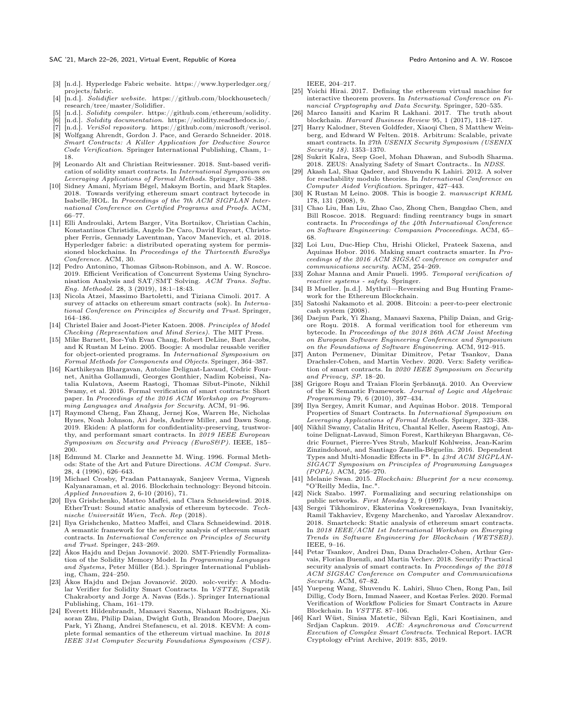[3] [n.d.]. Hyperledge Fabric website. https://www.hyperledger.org/projects/fabric.

[4] [n.d.]. *Solidifier website*. https://github.com/blockhousetech/research/tree/master/Solidifier.

[5] [n.d.]. *Solidity compiler*. https://github.com/ethereum/solidity.

[6] [n.d.]. *Solidity documentation*. https://solidity.readthedocs.io/.

[7] [n.d.]. *VeriSol repository*. https://github.com/microsoft/verisol.

[8] Wolfgang Ahrendt, Gordon J. Pace, and Gerardo Schneider. 2018. *Smart Contracts: A Killer Application for Deductive Source Code Verification*. Springer International Publishing, Cham, 1–18.

[9] Leonardo Alt and Christian Reitwiessner. 2018. Smt-based verification of solidity smart contracts. In *International Symposium on Leveraging Applications of Formal Methods*. Springer, 376–388.

[10] Sidney Amani, Myriam Bégel, Maksym Bortin, and Mark Staples. 2018. Towards verifying ethereum smart contract bytecode in Isabelle/HOL. In *Proceedings of the 7th ACM SIGPLAN International Conference on Certified Programs and Proofs*. ACM, 66–77.

[11] Elli Androulaki, Artem Barger, Vita Bortnikov, Christian Cachin, Konstantinos Christidis, Angelo De Caro, David Enyeart, Christopher Ferris, Gennady Laventman, Yacov Manevich, et al. 2018. Hyperledger fabric: a distributed operating system for permissioned blockchains. In *Proceedings of the Thirteenth EuroSys Conference*. ACM, 30.

[12] Pedro Antonino, Thomas Gibson-Robinson, and A. W. Roscoe. 2019. Efficient Verification of Concurrent Systems Using Synchronisation Analysis and SAT/SMT Solving. *ACM Trans. Softw. Eng. Methodol.* 28, 3 (2019), 18:1–18:43.

[13] Nicola Atzei, Massimo Bartoletti, and Tiziana Cimoli. 2017. A survey of attacks on ethereum smart contracts (sok). In *International Conference on Principles of Security and Trust*. Springer, 164–186.

[14] Christel Baier and Joost-Pieter Katoen. 2008. *Principles of Model Checking (Representation and Mind Series)*. The MIT Press.

[15] Mike Barnett, Bor-Yuh Evan Chang, Robert DeLine, Bart Jacobs, and K Rustan M Leino. 2005. Boogie: A modular reusable verifier for object-oriented programs. In *International Symposium on Formal Methods for Components and Objects*. Springer, 364–387.

[16] Karthikeyan Bhargavan, Antoine Delignat-Lavaud, Cédric Fournet, Anitha Gollamudi, Georges Gonthier, Nadim Kobeissi, Natalia Kulatova, Aseem Rastogi, Thomas Sibut-Pinote, Nikhil Swamy, et al. 2016. Formal verification of smart contracts: Short paper. In *Proceedings of the 2016 ACM Workshop on Programming Languages and Analysis for Security*. ACM, 91–96.

[17] Raymond Cheng, Fan Zhang, Jernej Kos, Warren He, Nicholas Hynes, Noah Johnson, Ari Juels, Andrew Miller, and Dawn Song. 2019. Ekiden: A platform for confidentiality-preserving, trustworthy, and performant smart contracts. In *2019 IEEE European Symposium on Security and Privacy (EuroS&P)*. IEEE, 185–200.

[18] Edmund M. Clarke and Jeannette M. Wing. 1996. Formal Methods: State of the Art and Future Directions. *ACM Comput. Surv.* 28, 4 (1996), 626–643.

[19] Michael Crosby, Pradan Pattanayak, Sanjeev Verma, Vignesh Kalyanaraman, et al. 2016. Blockchain technology: Beyond bitcoin. *Applied Innovation* 2, 6-10 (2016), 71.

[20] Ilya Grishchenko, Matteo Maffei, and Clara Schneidewind. 2018. EtherTrust: Sound static analysis of ethereum bytecode. *Technische Universität Wien, Tech. Rep* (2018).

[21] Ilya Grishchenko, Matteo Maffei, and Clara Schneidewind. 2018. A semantic framework for the security analysis of ethereum smart contracts. In *International Conference on Principles of Security and Trust*. Springer, 243–269.

[22] Ákos Hajdu and Dejan Jovanović. 2020. SMT-Friendly Formalization of the Solidity Memory Model. In *Programming Languages and Systems*, Peter Müller (Ed.). Springer International Publishing, Cham, 224–250.

[23] Ákos Hajdu and Dejan Jovanović. 2020. solc-verify: A Modular Verifier for Solidity Smart Contracts. In *VSTTE*, Supratik Chakraborty and Jorge A. Navas (Eds.). Springer International Publishing, Cham, 161–179.

[24] Everett Hildenbrandt, Manasvi Saxena, Nishant Rodrigues, Xiaoran Zhu, Philip Daian, Dwight Guth, Brandon Moore, Daejun Park, Yi Zhang, Andrei Stefanescu, et al. 2018. KEVM: A complete formal semantics of the ethereum virtual machine. In *2018 IEEE 31st Computer Security Foundations Symposium (CSF)*. IEEE, 204–217.

[25] Yoichi Hirai. 2017. Defining the ethereum virtual machine for interactive theorem provers. In *International Conference on Financial Cryptography and Data Security*. Springer, 520–535.

[26] Marco Iansiti and Karim R Lakhani. 2017. The truth about blockchain. *Harvard Business Review* 95, 1 (2017), 118–127.

[27] Harry Kalodner, Steven Goldfeder, Xiaoqi Chen, S Matthew Weinberg, and Edward W Felten. 2018. Arbitrum: Scalable, private smart contracts. In *27th USENIX Security Symposium (USENIX Security 18)*. 1353–1370.

[28] Sukrit Kalra, Seep Goel, Mohan Dhawan, and Subodh Sharma. 2018. ZEUS: Analyzing Safety of Smart Contracts.. In *NDSS*.

[29] Akash Lal, Shaz Qadeer, and Shuvendu K Lahiri. 2012. A solver for reachability modulo theories. In *International Conference on Computer Aided Verification*. Springer, 427–443.

[30] K Rustan M Leino. 2008. This is boogie 2. *manuscript KRML* 178, 131 (2008), 9.

[31] Chao Liu, Han Liu, Zhao Cao, Zhong Chen, Bangdao Chen, and Bill Roscoe. 2018. Reguard: finding reentrancy bugs in smart contracts. In *Proceedings of the 40th International Conference on Software Engineering: Companion Proceeedings*. ACM, 65–68.

[32] Loi Luu, Duc-Hiep Chu, Hrishi Olickel, Prateek Saxena, and Aquinas Hobor. 2016. Making smart contracts smarter. In *Proceedings of the 2016 ACM SIGSAC conference on computer and communications security*. ACM, 254–269.

[33] Zohar Manna and Amir Pnueli. 1995. *Temporal verification of reactive systems - safety*. Springer.

[34] B Mueller. [n.d.]. Mythril—Reversing and Bug Hunting Framework for the Ethereum Blockchain.

[35] Satoshi Nakamoto et al. 2008. Bitcoin: a peer-to-peer electronic cash system (2008).

[36] Daejun Park, Yi Zhang, Manasvi Saxena, Philip Daian, and Grigore Roşu. 2018. A formal verification tool for ethereum vm bytecode. In *Proceedings of the 2018 26th ACM Joint Meeting on European Software Engineering Conference and Symposium on the Foundations of Software Engineering*. ACM, 912–915.

[37] Anton Permenev, Dimitar Dimitrov, Petar Tsankov, Dana Drachsler-Cohen, and Martin Vechev. 2020. Verx: Safety verification of smart contracts. In *2020 IEEE Symposium on Security and Privacy, SP*. 18–20.

[38] Grigore Roşu and Traian Florin Şerbănuţă. 2010. An Overview of the K Semantic Framework. *Journal of Logic and Algebraic Programming* 79, 6 (2010), 397–434.

[39] Ilya Sergey, Amrit Kumar, and Aquinas Hobor. 2018. Temporal Properties of Smart Contracts. In *International Symposium on Leveraging Applications of Formal Methods*. Springer, 323–338.

[40] Nikhil Swamy, Catalin Hritcu, Chantal Keller, Aseem Rastogi, Antoine Delignat-Lavaud, Simon Forest, Karthikeyan Bhargavan, Cédric Fournet, Pierre-Yves Strub, Markulf Kohlweiss, Jean-Karim Zinzindohoué, and Santiago Zanella-Béguelin. 2016. Dependent Types and Multi-Monadic Effects in F*. In *43rd ACM SIGPLAN-SIGACT Symposium on Principles of Programming Languages (POPL)*. ACM, 256–270.

[41] Melanie Swan. 2015. *Blockchain: Blueprint for a new economy*. "O'Reilly Media, Inc.".

[42] Nick Szabo. 1997. Formalizing and securing relationships on public networks. *First Monday* 2, 9 (1997).

[43] Sergei Tikhomirov, Ekaterina Voskresenskaya, Ivan Ivanitskiy, Ramil Takhaviev, Evgeny Marchenko, and Yaroslav Alexandrov. 2018. Smartcheck: Static analysis of ethereum smart contracts. In *2018 IEEE/ACM 1st International Workshop on Emerging Trends in Software Engineering for Blockchain (WETSEB)*. IEEE, 9–16.

[44] Petar Tsankov, Andrei Dan, Dana Drachsler-Cohen, Arthur Gervais, Florian Buenzli, and Martin Vechev. 2018. Securify: Practical security analysis of smart contracts. In *Proceedings of the 2018 ACM SIGSAC Conference on Computer and Communications Security*. ACM, 67–82.

[45] Yuepeng Wang, Shuvendu K. Lahiri, Shuo Chen, Rong Pan, Isil Dillig, Cody Born, Immad Naseer, and Kostas Ferles. 2020. Formal Verification of Workflow Policies for Smart Contracts in Azure Blockchain. In *VSTTE*. 87–106.

[46] Karl Wüst, Sinisa Matetic, Silvan Egli, Kari Kostiainen, and Srdjan Capkun. 2019. *ACE: Asynchronous and Concurrent Execution of Complex Smart Contracts*. Technical Report. IACR Cryptology ePrint Archive, 2019: 835, 2019.